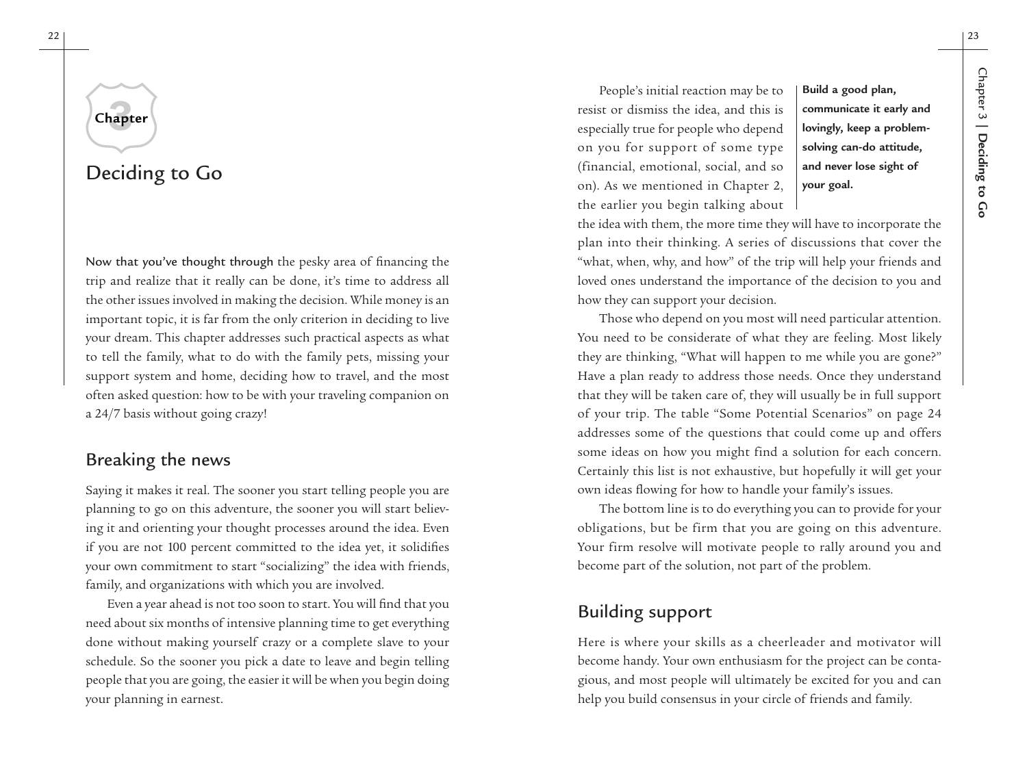Chapter 3

# Deciding to Go

**Now that you've thought through** the pesky area of financing the trip and realize that it really can be done, it's time to address all the other issues involved in making the decision. While money is an important topic, it is far from the only criterion in deciding to live your dream. This chapter addresses such practical aspects as what to tell the family, what to do with the family pets, missing your support system and home, deciding how to travel, and the most often asked question: how to be with your traveling companion on a 24/7 basis without going crazy!

## Breaking the news

Saying it makes it real. The sooner you start telling people you are planning to go on this adventure, the sooner you will start believing it and orienting your thought processes around the idea. Even if you are not 100 percent committed to the idea yet, it solidifies your own commitment to start "socializing" the idea with friends, family, and organizations with which you are involved.

Even a year ahead is not too soon to start. You will find that you need about six months of intensive planning time to get everything done without making yourself crazy or a complete slave to your schedule. So the sooner you pick a date to leave and begin telling people that you are going, the easier it will be when you begin doing your planning in earnest.

People's initial reaction may be to resist or dismiss the idea, and this is especially true for people who depend on you for support of some type (financial, emotional, social, and so on). As we mentioned in Chapter 2, the earlier you begin talking about the idea with them, the more time they will have to incorporate the plan into their thinking. A series of discussions that cover the "what, when, why, and how" of the trip will help your friends and loved ones understand the importance of the decision to you and how they can support your decision.

**Build a good plan, communicate it early and lovingly, keep a problem-solving can-do attitude, and never lose sight of your goal.**

Those who depend on you most will need particular attention. You need to be considerate of what they are feeling. Most likely they are thinking, "What will happen to me while you are gone?" Have a plan ready to address those needs. Once they understand that they will be taken care of, they will usually be in full support of your trip. The table "Some Potential Scenarios" on page 24 addresses some of the questions that could come up and offers some ideas on how you might find a solution for each concern. Certainly this list is not exhaustive, but hopefully it will get your own ideas flowing for how to handle your family's issues.

The bottom line is to do everything you can to provide for your obligations, but be firm that you are going on this adventure. Your firm resolve will motivate people to rally around you and become part of the solution, not part of the problem.

## Building support

Here is where your skills as a cheerleader and motivator will become handy. Your own enthusiasm for the project can be contagious, and most people will ultimately be excited for you and can help you build consensus in your circle of friends and family.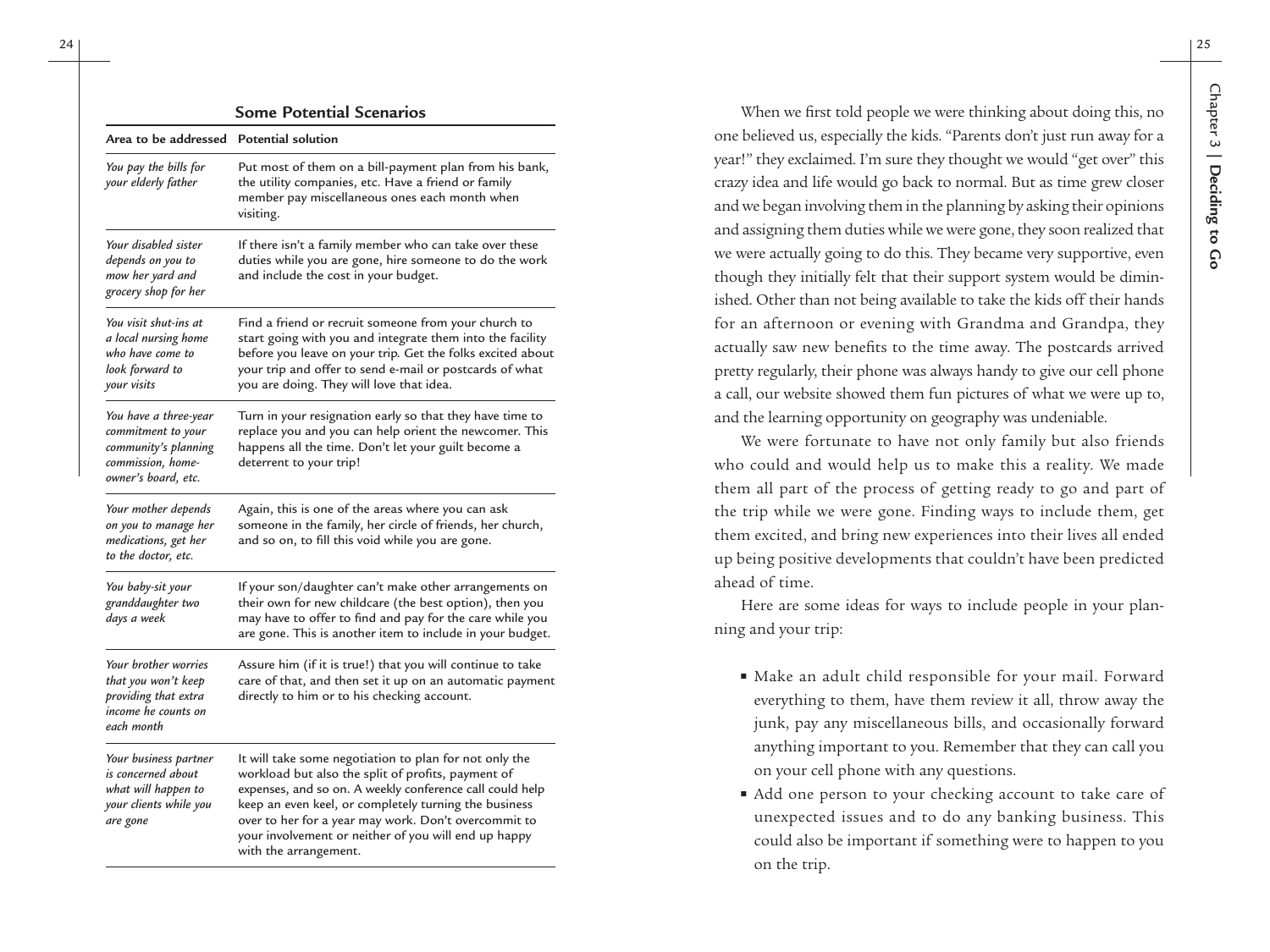**Some Potential Scenarios**

| Area to be addressed | Potential solution |
|---|---|
| *You pay the bills for your elderly father* | Put most of them on a bill-payment plan from his bank, the utility companies, etc. Have a friend or family member pay miscellaneous ones each month when visiting. |
| *Your disabled sister depends on you to mow her yard and grocery shop for her* | If there isn't a family member who can take over these duties while you are gone, hire someone to do the work and include the cost in your budget. |
| *You visit shut-ins at a local nursing home who have come to look forward to your visits* | Find a friend or recruit someone from your church to start going with you and integrate them into the facility before you leave on your trip. Get the folks excited about your trip and offer to send e-mail or postcards of what you are doing. They will love that idea. |
| *You have a three-year commitment to your community's planning commission, home-owner's board, etc.* | Turn in your resignation early so that they have time to replace you and you can help orient the newcomer. This happens all the time. Don't let your guilt become a deterrent to your trip! |
| *Your mother depends on you to manage her medications, get her to the doctor, etc.* | Again, this is one of the areas where you can ask someone in the family, her circle of friends, her church, and so on, to fill this void while you are gone. |
| *You baby-sit your granddaughter two days a week* | If your son/daughter can't make other arrangements on their own for new childcare (the best option), then you may have to offer to find and pay for the care while you are gone. This is another item to include in your budget. |
| *Your brother worries that you won't keep providing that extra income he counts on each month* | Assure him (if it is true!) that you will continue to take care of that, and then set it up on an automatic payment directly to him or to his checking account. |
| *Your business partner is concerned about what will happen to your clients while you are gone* | It will take some negotiation to plan for not only the workload but also the split of profits, payment of expenses, and so on. A weekly conference call could help keep an even keel, or completely turning the business over to her for a year may work. Don't overcommit to your involvement or neither of you will end up happy with the arrangement. |

When we first told people we were thinking about doing this, no one believed us, especially the kids. "Parents don't just run away for a year!" they exclaimed. I'm sure they thought we would "get over" this crazy idea and life would go back to normal. But as time grew closer and we began involving them in the planning by asking their opinions and assigning them duties while we were gone, they soon realized that we were actually going to do this. They became very supportive, even though they initially felt that their support system would be diminished. Other than not being available to take the kids off their hands for an afternoon or evening with Grandma and Grandpa, they actually saw new benefits to the time away. The postcards arrived pretty regularly, their phone was always handy to give our cell phone a call, our website showed them fun pictures of what we were up to, and the learning opportunity on geography was undeniable.

We were fortunate to have not only family but also friends who could and would help us to make this a reality. We made them all part of the process of getting ready to go and part of the trip while we were gone. Finding ways to include them, get them excited, and bring new experiences into their lives all ended up being positive developments that couldn't have been predicted ahead of time.

Here are some ideas for ways to include people in your planning and your trip:

- Make an adult child responsible for your mail. Forward everything to them, have them review it all, throw away the junk, pay any miscellaneous bills, and occasionally forward anything important to you. Remember that they can call you on your cell phone with any questions.
- Add one person to your checking account to take care of unexpected issues and to do any banking business. This could also be important if something were to happen to you on the trip.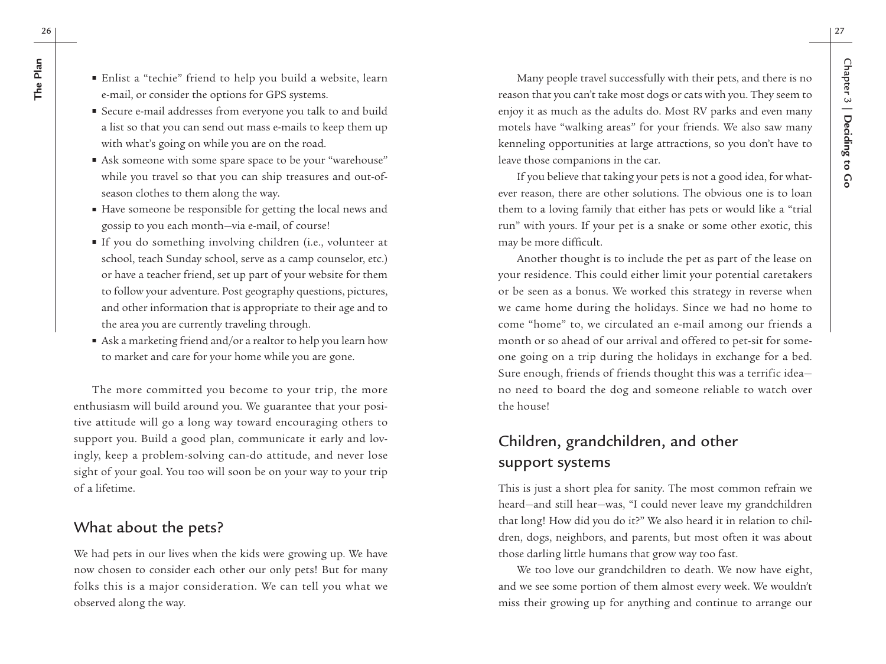- Enlist a "techie" friend to help you build a website, learn e-mail, or consider the options for GPS systems.
- Secure e-mail addresses from everyone you talk to and build a list so that you can send out mass e-mails to keep them up with what's going on while you are on the road.
- Ask someone with some spare space to be your "warehouse" while you travel so that you can ship treasures and out-of-season clothes to them along the way.
- Have someone be responsible for getting the local news and gossip to you each month—via e-mail, of course!
- If you do something involving children (i.e., volunteer at school, teach Sunday school, serve as a camp counselor, etc.) or have a teacher friend, set up part of your website for them to follow your adventure. Post geography questions, pictures, and other information that is appropriate to their age and to the area you are currently traveling through.
- Ask a marketing friend and/or a realtor to help you learn how to market and care for your home while you are gone.

The more committed you become to your trip, the more enthusiasm will build around you. We guarantee that your positive attitude will go a long way toward encouraging others to support you. Build a good plan, communicate it early and lovingly, keep a problem-solving can-do attitude, and never lose sight of your goal. You too will soon be on your way to your trip of a lifetime.

## What about the pets?

We had pets in our lives when the kids were growing up. We have now chosen to consider each other our only pets! But for many folks this is a major consideration. We can tell you what we observed along the way.

Many people travel successfully with their pets, and there is no reason that you can't take most dogs or cats with you. They seem to enjoy it as much as the adults do. Most RV parks and even many motels have "walking areas" for your friends. We also saw many kenneling opportunities at large attractions, so you don't have to leave those companions in the car.

If you believe that taking your pets is not a good idea, for whatever reason, there are other solutions. The obvious one is to loan them to a loving family that either has pets or would like a "trial run" with yours. If your pet is a snake or some other exotic, this may be more difficult.

Another thought is to include the pet as part of the lease on your residence. This could either limit your potential caretakers or be seen as a bonus. We worked this strategy in reverse when we came home during the holidays. Since we had no home to come "home" to, we circulated an e-mail among our friends a month or so ahead of our arrival and offered to pet-sit for someone going on a trip during the holidays in exchange for a bed. Sure enough, friends of friends thought this was a terrific idea—no need to board the dog and someone reliable to watch over the house!

## Children, grandchildren, and other support systems

This is just a short plea for sanity. The most common refrain we heard—and still hear—was, "I could never leave my grandchildren that long! How did you do it?" We also heard it in relation to children, dogs, neighbors, and parents, but most often it was about those darling little humans that grow way too fast.

We too love our grandchildren to death. We now have eight, and we see some portion of them almost every week. We wouldn't miss their growing up for anything and continue to arrange our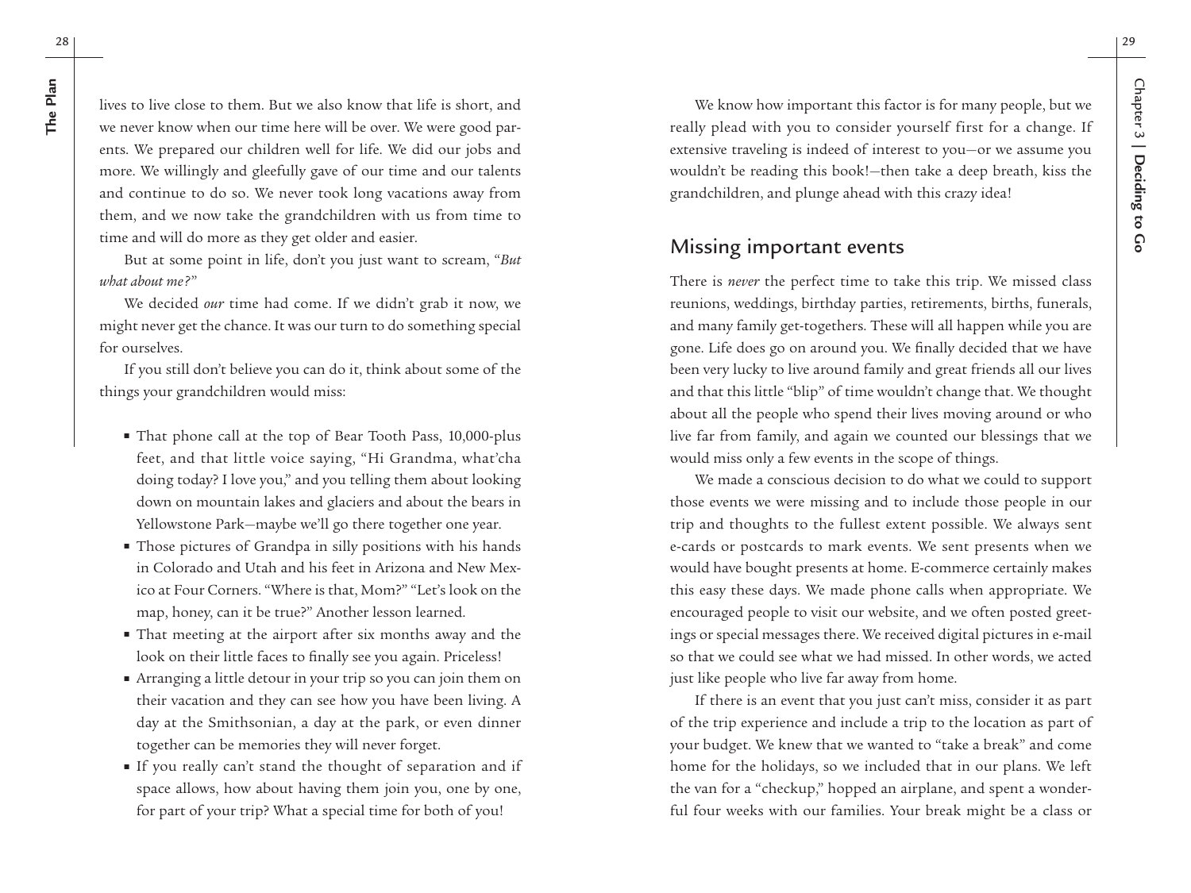lives to live close to them. But we also know that life is short, and we never know when our time here will be over. We were good parents. We prepared our children well for life. We did our jobs and more. We willingly and gleefully gave of our time and our talents and continue to do so. We never took long vacations away from them, and we now take the grandchildren with us from time to time and will do more as they get older and easier.

But at some point in life, don't you just want to scream, "*But what about me?*"

We decided *our* time had come. If we didn't grab it now, we might never get the chance. It was our turn to do something special for ourselves.

If you still don't believe you can do it, think about some of the things your grandchildren would miss:

- That phone call at the top of Bear Tooth Pass, 10,000-plus feet, and that little voice saying, "Hi Grandma, what'cha doing today? I love you," and you telling them about looking down on mountain lakes and glaciers and about the bears in Yellowstone Park—maybe we'll go there together one year.
- Those pictures of Grandpa in silly positions with his hands in Colorado and Utah and his feet in Arizona and New Mexico at Four Corners. "Where is that, Mom?" "Let's look on the map, honey, can it be true?" Another lesson learned.
- That meeting at the airport after six months away and the look on their little faces to finally see you again. Priceless!
- Arranging a little detour in your trip so you can join them on their vacation and they can see how you have been living. A day at the Smithsonian, a day at the park, or even dinner together can be memories they will never forget.
- If you really can't stand the thought of separation and if space allows, how about having them join you, one by one, for part of your trip? What a special time for both of you!

We know how important this factor is for many people, but we really plead with you to consider yourself first for a change. If extensive traveling is indeed of interest to you—or we assume you wouldn't be reading this book!—then take a deep breath, kiss the grandchildren, and plunge ahead with this crazy idea!

## Missing important events

There is *never* the perfect time to take this trip. We missed class reunions, weddings, birthday parties, retirements, births, funerals, and many family get-togethers. These will all happen while you are gone. Life does go on around you. We finally decided that we have been very lucky to live around family and great friends all our lives and that this little "blip" of time wouldn't change that. We thought about all the people who spend their lives moving around or who live far from family, and again we counted our blessings that we would miss only a few events in the scope of things.

We made a conscious decision to do what we could to support those events we were missing and to include those people in our trip and thoughts to the fullest extent possible. We always sent e-cards or postcards to mark events. We sent presents when we would have bought presents at home. E-commerce certainly makes this easy these days. We made phone calls when appropriate. We encouraged people to visit our website, and we often posted greetings or special messages there. We received digital pictures in e-mail so that we could see what we had missed. In other words, we acted just like people who live far away from home.

If there is an event that you just can't miss, consider it as part of the trip experience and include a trip to the location as part of your budget. We knew that we wanted to "take a break" and come home for the holidays, so we included that in our plans. We left the van for a "checkup," hopped an airplane, and spent a wonderful four weeks with our families. Your break might be a class or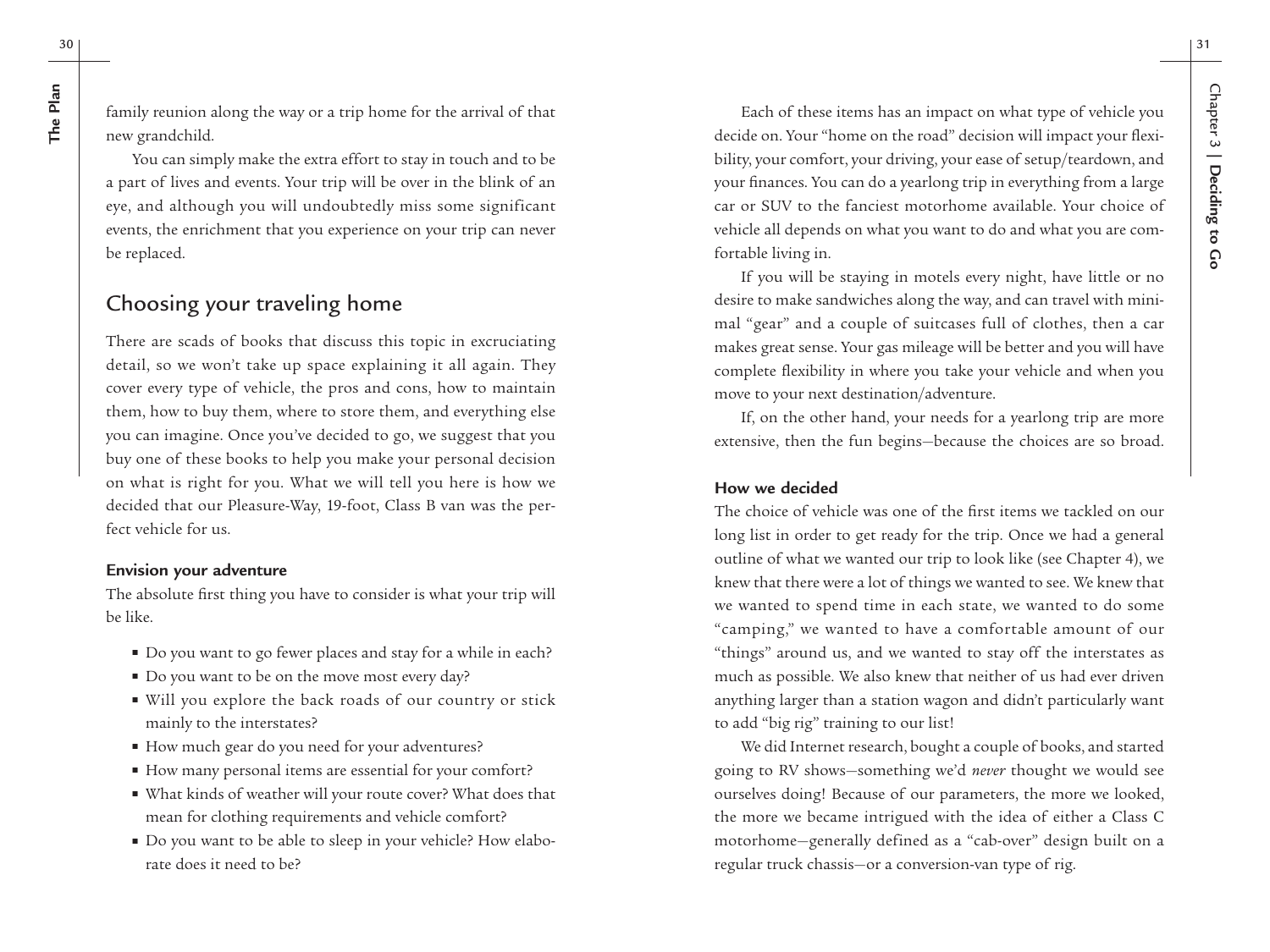family reunion along the way or a trip home for the arrival of that new grandchild.

You can simply make the extra effort to stay in touch and to be a part of lives and events. Your trip will be over in the blink of an eye, and although you will undoubtedly miss some significant events, the enrichment that you experience on your trip can never be replaced.

## Choosing your traveling home

There are scads of books that discuss this topic in excruciating detail, so we won't take up space explaining it all again. They cover every type of vehicle, the pros and cons, how to maintain them, how to buy them, where to store them, and everything else you can imagine. Once you've decided to go, we suggest that you buy one of these books to help you make your personal decision on what is right for you. What we will tell you here is how we decided that our Pleasure-Way, 19-foot, Class B van was the perfect vehicle for us.

### Envision your adventure

The absolute first thing you have to consider is what your trip will be like.

- Do you want to go fewer places and stay for a while in each?
- Do you want to be on the move most every day?
- Will you explore the back roads of our country or stick mainly to the interstates?
- How much gear do you need for your adventures?
- How many personal items are essential for your comfort?
- What kinds of weather will your route cover? What does that mean for clothing requirements and vehicle comfort?
- Do you want to be able to sleep in your vehicle? How elaborate does it need to be?

Each of these items has an impact on what type of vehicle you decide on. Your "home on the road" decision will impact your flexibility, your comfort, your driving, your ease of setup/teardown, and your finances. You can do a yearlong trip in everything from a large car or SUV to the fanciest motorhome available. Your choice of vehicle all depends on what you want to do and what you are comfortable living in.

If you will be staying in motels every night, have little or no desire to make sandwiches along the way, and can travel with minimal "gear" and a couple of suitcases full of clothes, then a car makes great sense. Your gas mileage will be better and you will have complete flexibility in where you take your vehicle and when you move to your next destination/adventure.

If, on the other hand, your needs for a yearlong trip are more extensive, then the fun begins—because the choices are so broad.

### How we decided

The choice of vehicle was one of the first items we tackled on our long list in order to get ready for the trip. Once we had a general outline of what we wanted our trip to look like (see Chapter 4), we knew that there were a lot of things we wanted to see. We knew that we wanted to spend time in each state, we wanted to do some "camping," we wanted to have a comfortable amount of our "things" around us, and we wanted to stay off the interstates as much as possible. We also knew that neither of us had ever driven anything larger than a station wagon and didn't particularly want to add "big rig" training to our list!

We did Internet research, bought a couple of books, and started going to RV shows—something we'd *never* thought we would see ourselves doing! Because of our parameters, the more we looked, the more we became intrigued with the idea of either a Class C motorhome—generally defined as a "cab-over" design built on a regular truck chassis—or a conversion-van type of rig.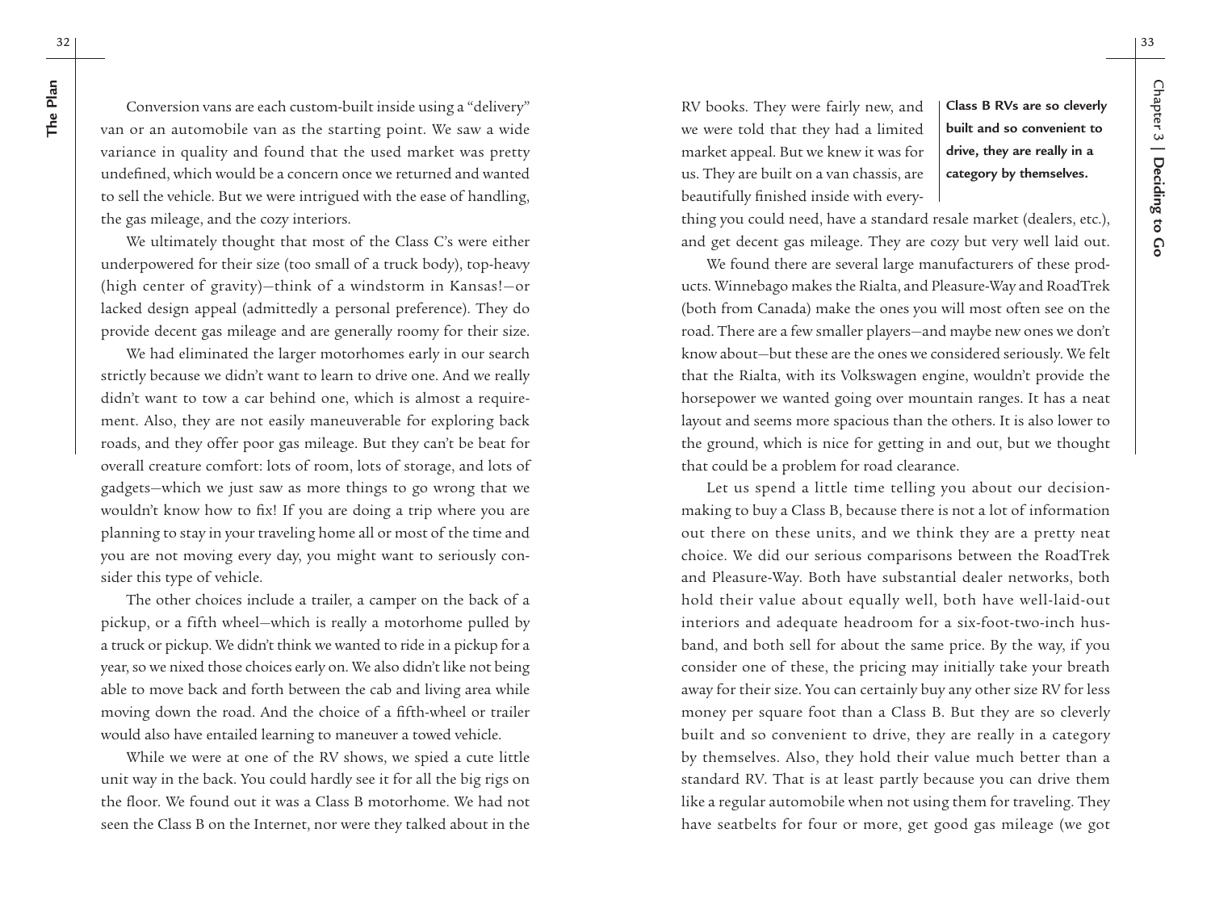Conversion vans are each custom-built inside using a "delivery" van or an automobile van as the starting point. We saw a wide variance in quality and found that the used market was pretty undefined, which would be a concern once we returned and wanted to sell the vehicle. But we were intrigued with the ease of handling, the gas mileage, and the cozy interiors.

We ultimately thought that most of the Class C's were either underpowered for their size (too small of a truck body), top-heavy (high center of gravity)—think of a windstorm in Kansas!—or lacked design appeal (admittedly a personal preference). They do provide decent gas mileage and are generally roomy for their size.

We had eliminated the larger motorhomes early in our search strictly because we didn't want to learn to drive one. And we really didn't want to tow a car behind one, which is almost a requirement. Also, they are not easily maneuverable for exploring back roads, and they offer poor gas mileage. But they can't be beat for overall creature comfort: lots of room, lots of storage, and lots of gadgets—which we just saw as more things to go wrong that we wouldn't know how to fix! If you are doing a trip where you are planning to stay in your traveling home all or most of the time and you are not moving every day, you might want to seriously consider this type of vehicle.

The other choices include a trailer, a camper on the back of a pickup, or a fifth wheel—which is really a motorhome pulled by a truck or pickup. We didn't think we wanted to ride in a pickup for a year, so we nixed those choices early on. We also didn't like not being able to move back and forth between the cab and living area while moving down the road. And the choice of a fifth-wheel or trailer would also have entailed learning to maneuver a towed vehicle.

While we were at one of the RV shows, we spied a cute little unit way in the back. You could hardly see it for all the big rigs on the floor. We found out it was a Class B motorhome. We had not seen the Class B on the Internet, nor were they talked about in the RV books. They were fairly new, and we were told that they had a limited market appeal. But we knew it was for us. They are built on a van chassis, are beautifully finished inside with everything you could need, have a standard resale market (dealers, etc.), and get decent gas mileage. They are cozy but very well laid out.

**Class B RVs are so cleverly built and so convenient to drive, they are really in a category by themselves.**

We found there are several large manufacturers of these products. Winnebago makes the Rialta, and Pleasure-Way and RoadTrek (both from Canada) make the ones you will most often see on the road. There are a few smaller players—and maybe new ones we don't know about—but these are the ones we considered seriously. We felt that the Rialta, with its Volkswagen engine, wouldn't provide the horsepower we wanted going over mountain ranges. It has a neat layout and seems more spacious than the others. It is also lower to the ground, which is nice for getting in and out, but we thought that could be a problem for road clearance.

Let us spend a little time telling you about our decision-making to buy a Class B, because there is not a lot of information out there on these units, and we think they are a pretty neat choice. We did our serious comparisons between the RoadTrek and Pleasure-Way. Both have substantial dealer networks, both hold their value about equally well, both have well-laid-out interiors and adequate headroom for a six-foot-two-inch husband, and both sell for about the same price. By the way, if you consider one of these, the pricing may initially take your breath away for their size. You can certainly buy any other size RV for less money per square foot than a Class B. But they are so cleverly built and so convenient to drive, they are really in a category by themselves. Also, they hold their value much better than a standard RV. That is at least partly because you can drive them like a regular automobile when not using them for traveling. They have seatbelts for four or more, get good gas mileage (we got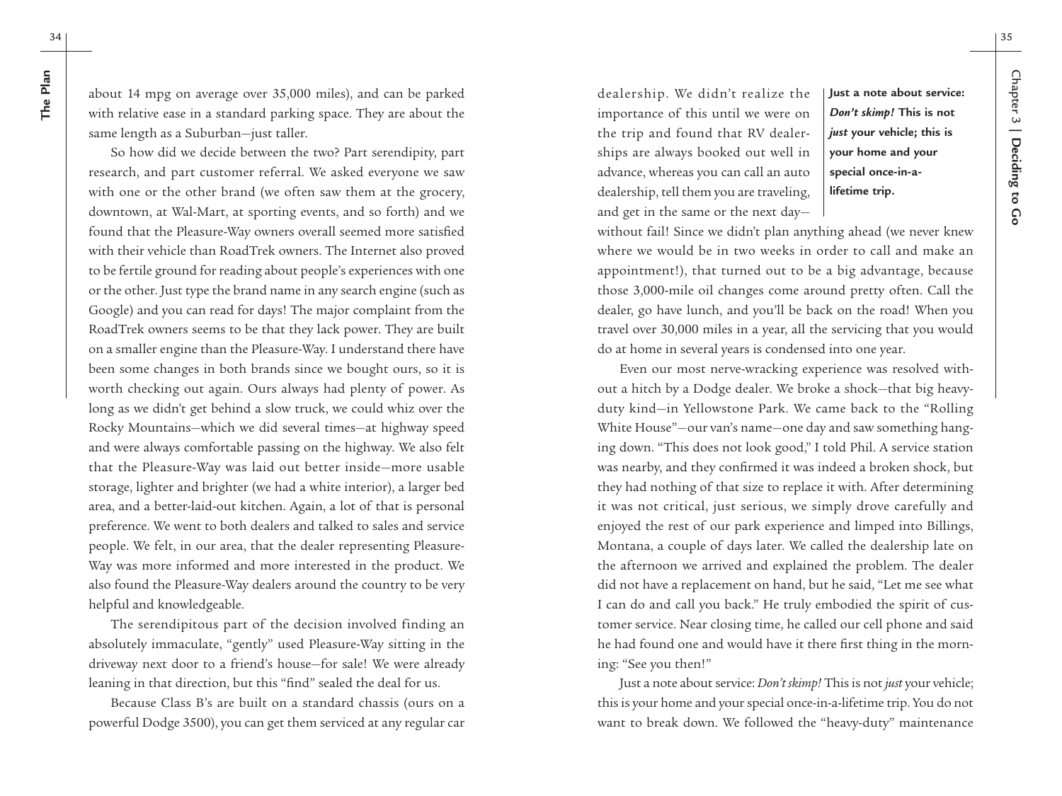about 14 mpg on average over 35,000 miles), and can be parked with relative ease in a standard parking space. They are about the same length as a Suburban—just taller.

So how did we decide between the two? Part serendipity, part research, and part customer referral. We asked everyone we saw with one or the other brand (we often saw them at the grocery, downtown, at Wal-Mart, at sporting events, and so forth) and we found that the Pleasure-Way owners overall seemed more satisfied with their vehicle than RoadTrek owners. The Internet also proved to be fertile ground for reading about people's experiences with one or the other. Just type the brand name in any search engine (such as Google) and you can read for days! The major complaint from the RoadTrek owners seems to be that they lack power. They are built on a smaller engine than the Pleasure-Way. I understand there have been some changes in both brands since we bought ours, so it is worth checking out again. Ours always had plenty of power. As long as we didn't get behind a slow truck, we could whiz over the Rocky Mountains—which we did several times—at highway speed and were always comfortable passing on the highway. We also felt that the Pleasure-Way was laid out better inside—more usable storage, lighter and brighter (we had a white interior), a larger bed area, and a better-laid-out kitchen. Again, a lot of that is personal preference. We went to both dealers and talked to sales and service people. We felt, in our area, that the dealer representing Pleasure-Way was more informed and more interested in the product. We also found the Pleasure-Way dealers around the country to be very helpful and knowledgeable.

The serendipitous part of the decision involved finding an absolutely immaculate, "gently" used Pleasure-Way sitting in the driveway next door to a friend's house—for sale! We were already leaning in that direction, but this "find" sealed the deal for us.

Because Class B's are built on a standard chassis (ours on a powerful Dodge 3500), you can get them serviced at any regular car dealership. We didn't realize the importance of this until we were on the trip and found that RV dealerships are always booked out well in advance, whereas you can call an auto dealership, tell them you are traveling, and get in the same or the next day—without fail! Since we didn't plan anything ahead (we never knew where we would be in two weeks in order to call and make an appointment!), that turned out to be a big advantage, because those 3,000-mile oil changes come around pretty often. Call the dealer, go have lunch, and you'll be back on the road! When you travel over 30,000 miles in a year, all the servicing that you would do at home in several years is condensed into one year.

> **Just a note about service: *Don't skimp!* This is not *just* your vehicle; this is your home and your special once-in-a-lifetime trip.**

Even our most nerve-wracking experience was resolved without a hitch by a Dodge dealer. We broke a shock—that big heavy-duty kind—in Yellowstone Park. We came back to the "Rolling White House"—our van's name—one day and saw something hanging down. "This does not look good," I told Phil. A service station was nearby, and they confirmed it was indeed a broken shock, but they had nothing of that size to replace it with. After determining it was not critical, just serious, we simply drove carefully and enjoyed the rest of our park experience and limped into Billings, Montana, a couple of days later. We called the dealership late on the afternoon we arrived and explained the problem. The dealer did not have a replacement on hand, but he said, "Let me see what I can do and call you back." He truly embodied the spirit of customer service. Near closing time, he called our cell phone and said he had found one and would have it there first thing in the morning: "See you then!"

Just a note about service: *Don't skimp!* This is not *just* your vehicle; this is your home and your special once-in-a-lifetime trip. You do not want to break down. We followed the "heavy-duty" maintenance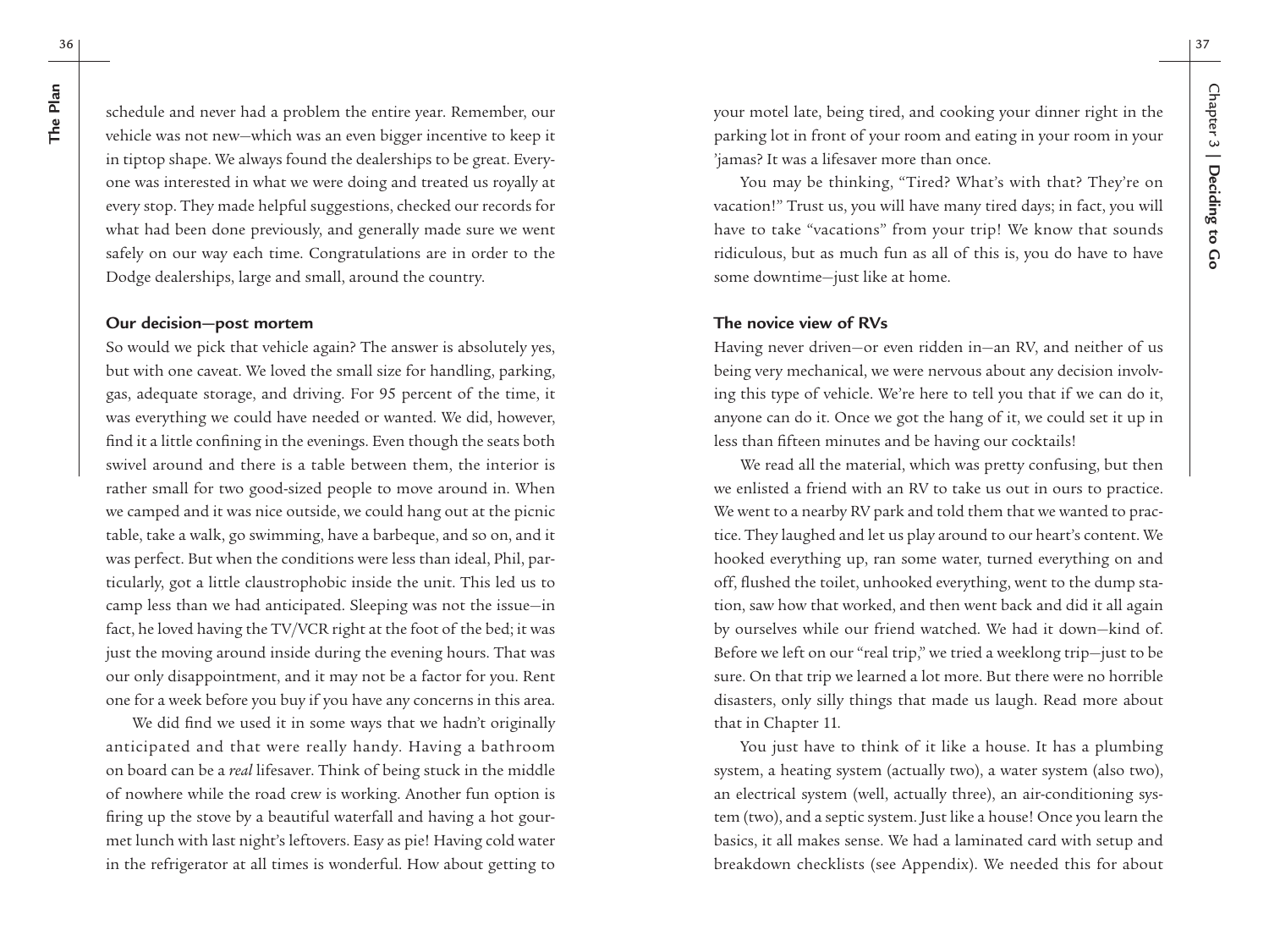schedule and never had a problem the entire year. Remember, our vehicle was not new—which was an even bigger incentive to keep it in tiptop shape. We always found the dealerships to be great. Everyone was interested in what we were doing and treated us royally at every stop. They made helpful suggestions, checked our records for what had been done previously, and generally made sure we went safely on our way each time. Congratulations are in order to the Dodge dealerships, large and small, around the country.

### Our decision—post mortem

So would we pick that vehicle again? The answer is absolutely yes, but with one caveat. We loved the small size for handling, parking, gas, adequate storage, and driving. For 95 percent of the time, it was everything we could have needed or wanted. We did, however, find it a little confining in the evenings. Even though the seats both swivel around and there is a table between them, the interior is rather small for two good-sized people to move around in. When we camped and it was nice outside, we could hang out at the picnic table, take a walk, go swimming, have a barbeque, and so on, and it was perfect. But when the conditions were less than ideal, Phil, particularly, got a little claustrophobic inside the unit. This led us to camp less than we had anticipated. Sleeping was not the issue—in fact, he loved having the TV/VCR right at the foot of the bed; it was just the moving around inside during the evening hours. That was our only disappointment, and it may not be a factor for you. Rent one for a week before you buy if you have any concerns in this area.

We did find we used it in some ways that we hadn't originally anticipated and that were really handy. Having a bathroom on board can be a *real* lifesaver. Think of being stuck in the middle of nowhere while the road crew is working. Another fun option is firing up the stove by a beautiful waterfall and having a hot gourmet lunch with last night's leftovers. Easy as pie! Having cold water in the refrigerator at all times is wonderful. How about getting to your motel late, being tired, and cooking your dinner right in the parking lot in front of your room and eating in your room in your 'jamas? It was a lifesaver more than once.

You may be thinking, "Tired? What's with that? They're on vacation!" Trust us, you will have many tired days; in fact, you will have to take "vacations" from your trip! We know that sounds ridiculous, but as much fun as all of this is, you do have to have some downtime—just like at home.

### The novice view of RVs

Having never driven—or even ridden in—an RV, and neither of us being very mechanical, we were nervous about any decision involving this type of vehicle. We're here to tell you that if we can do it, anyone can do it. Once we got the hang of it, we could set it up in less than fifteen minutes and be having our cocktails!

We read all the material, which was pretty confusing, but then we enlisted a friend with an RV to take us out in ours to practice. We went to a nearby RV park and told them that we wanted to practice. They laughed and let us play around to our heart's content. We hooked everything up, ran some water, turned everything on and off, flushed the toilet, unhooked everything, went to the dump station, saw how that worked, and then went back and did it all again by ourselves while our friend watched. We had it down—kind of. Before we left on our "real trip," we tried a weeklong trip—just to be sure. On that trip we learned a lot more. But there were no horrible disasters, only silly things that made us laugh. Read more about that in Chapter 11.

You just have to think of it like a house. It has a plumbing system, a heating system (actually two), a water system (also two), an electrical system (well, actually three), an air-conditioning system (two), and a septic system. Just like a house! Once you learn the basics, it all makes sense. We had a laminated card with setup and breakdown checklists (see Appendix). We needed this for about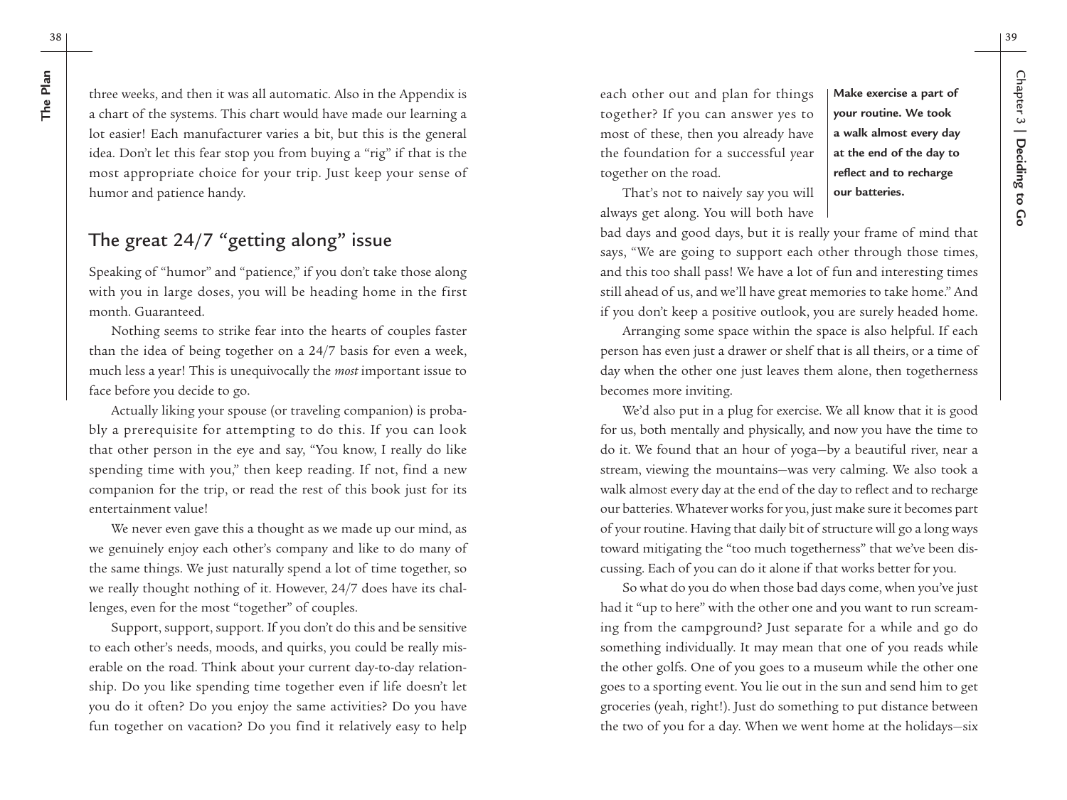three weeks, and then it was all automatic. Also in the Appendix is a chart of the systems. This chart would have made our learning a lot easier! Each manufacturer varies a bit, but this is the general idea. Don't let this fear stop you from buying a "rig" if that is the most appropriate choice for your trip. Just keep your sense of humor and patience handy.

## The great 24/7 "getting along" issue

Speaking of "humor" and "patience," if you don't take those along with you in large doses, you will be heading home in the first month. Guaranteed.

Nothing seems to strike fear into the hearts of couples faster than the idea of being together on a 24/7 basis for even a week, much less a year! This is unequivocally the *most* important issue to face before you decide to go.

Actually liking your spouse (or traveling companion) is probably a prerequisite for attempting to do this. If you can look that other person in the eye and say, "You know, I really do like spending time with you," then keep reading. If not, find a new companion for the trip, or read the rest of this book just for its entertainment value!

We never even gave this a thought as we made up our mind, as we genuinely enjoy each other's company and like to do many of the same things. We just naturally spend a lot of time together, so we really thought nothing of it. However, 24/7 does have its challenges, even for the most "together" of couples.

Support, support, support. If you don't do this and be sensitive to each other's needs, moods, and quirks, you could be really miserable on the road. Think about your current day-to-day relationship. Do you like spending time together even if life doesn't let you do it often? Do you enjoy the same activities? Do you have fun together on vacation? Do you find it relatively easy to help each other out and plan for things together? If you can answer yes to most of these, then you already have the foundation for a successful year together on the road.

**Make exercise a part of your routine. We took a walk almost every day at the end of the day to reflect and to recharge our batteries.**

That's not to naively say you will always get along. You will both have bad days and good days, but it is really your frame of mind that says, "We are going to support each other through those times, and this too shall pass! We have a lot of fun and interesting times still ahead of us, and we'll have great memories to take home." And if you don't keep a positive outlook, you are surely headed home.

Arranging some space within the space is also helpful. If each person has even just a drawer or shelf that is all theirs, or a time of day when the other one just leaves them alone, then togetherness becomes more inviting.

We'd also put in a plug for exercise. We all know that it is good for us, both mentally and physically, and now you have the time to do it. We found that an hour of yoga—by a beautiful river, near a stream, viewing the mountains—was very calming. We also took a walk almost every day at the end of the day to reflect and to recharge our batteries. Whatever works for you, just make sure it becomes part of your routine. Having that daily bit of structure will go a long ways toward mitigating the "too much togetherness" that we've been discussing. Each of you can do it alone if that works better for you.

So what do you do when those bad days come, when you've just had it "up to here" with the other one and you want to run screaming from the campground? Just separate for a while and go do something individually. It may mean that one of you reads while the other golfs. One of you goes to a museum while the other one goes to a sporting event. You lie out in the sun and send him to get groceries (yeah, right!). Just do something to put distance between the two of you for a day. When we went home at the holidays—six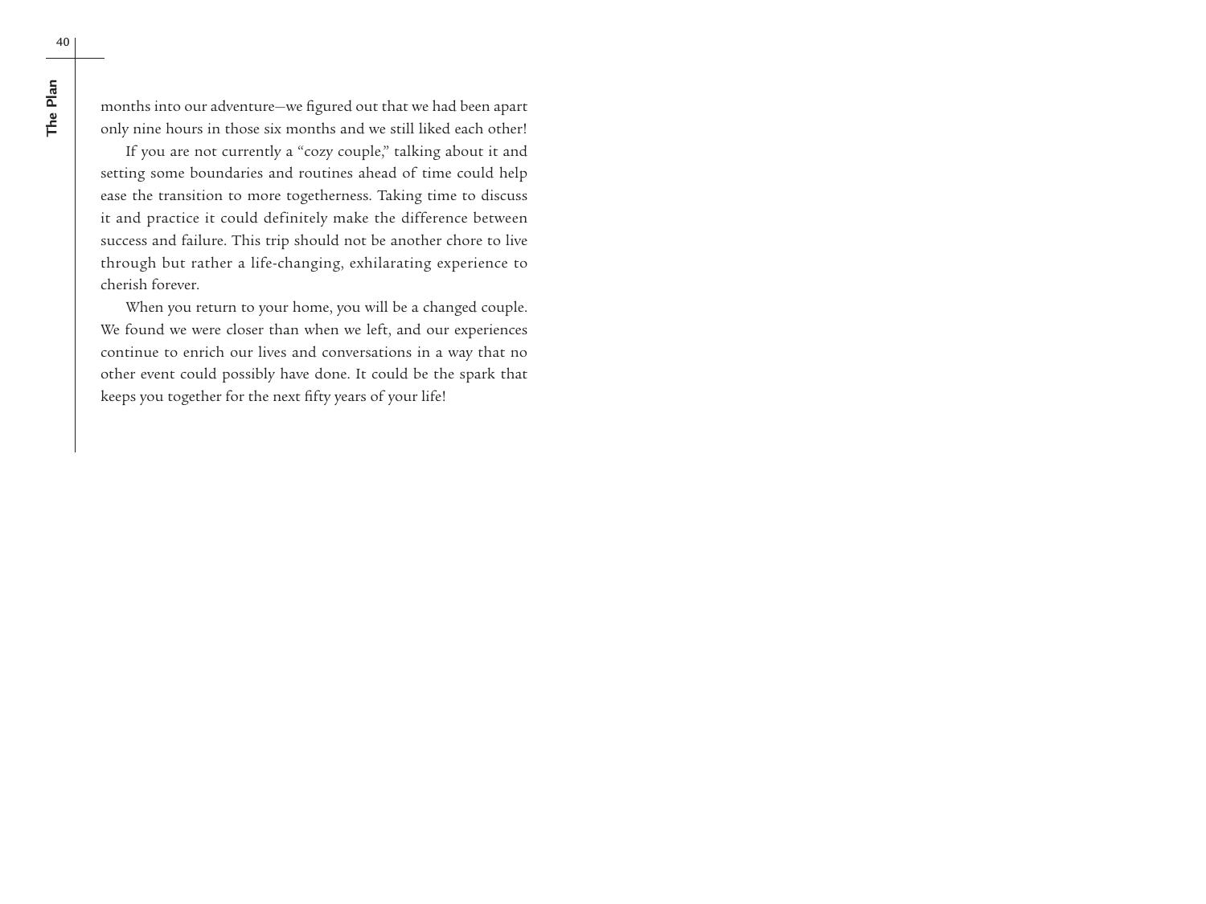months into our adventure—we figured out that we had been apart only nine hours in those six months and we still liked each other!

If you are not currently a "cozy couple," talking about it and setting some boundaries and routines ahead of time could help ease the transition to more togetherness. Taking time to discuss it and practice it could definitely make the difference between success and failure. This trip should not be another chore to live through but rather a life-changing, exhilarating experience to cherish forever.

When you return to your home, you will be a changed couple. We found we were closer than when we left, and our experiences continue to enrich our lives and conversations in a way that no other event could possibly have done. It could be the spark that keeps you together for the next fifty years of your life!